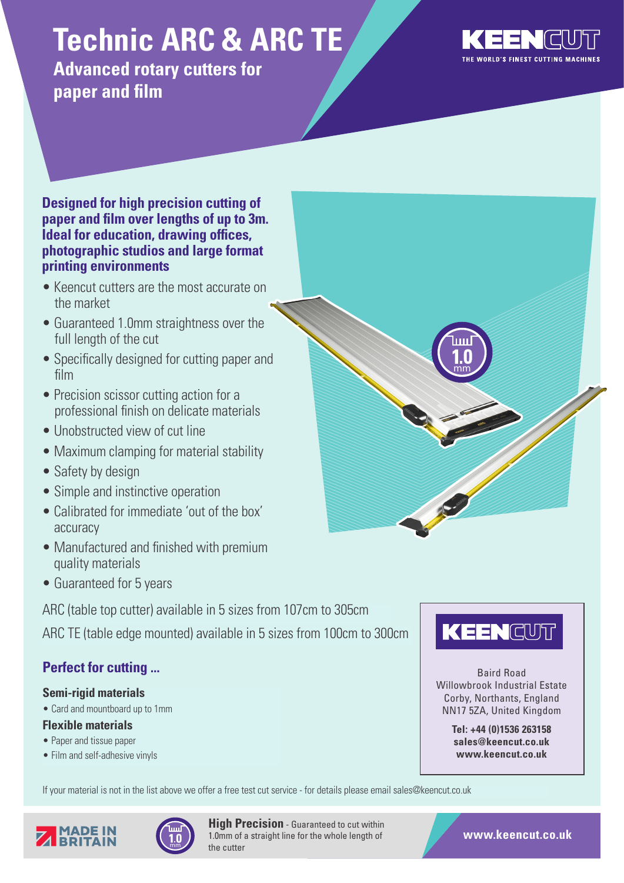# Technic ARC & ARC TE

## Advanced rotary cutters for paper and film

KEENCUT
THE WORLD'S FINEST CUTTING MACHINES

**Designed for high precision cutting of paper and film over lengths of up to 3m. Ideal for education, drawing offices, photographic studios and large format printing environments**

- Keencut cutters are the most accurate on the market
- Guaranteed 1.0mm straightness over the full length of the cut
- Specifically designed for cutting paper and film
- Precision scissor cutting action for a professional finish on delicate materials
- Unobstructed view of cut line
- Maximum clamping for material stability
- Safety by design
- Simple and instinctive operation
- Calibrated for immediate 'out of the box' accuracy
- Manufactured and finished with premium quality materials
- Guaranteed for 5 years

ARC (table top cutter) available in 5 sizes from 107cm to 305cm

ARC TE (table edge mounted) available in 5 sizes from 100cm to 300cm

### Perfect for cutting ...

**Semi-rigid materials**

- Card and mountboard up to 1mm

**Flexible materials**

- Paper and tissue paper
- Film and self-adhesive vinyls

KEENCUT

Baird Road
Willowbrook Industrial Estate
Corby, Northants, England
NN17 5ZA, United Kingdom

**Tel: +44 (0)1536 263158**
**sales@keencut.co.uk**
**www.keencut.co.uk**

If your material is not in the list above we offer a free test cut service - for details please email sales@keencut.co.uk

MADE IN BRITAIN

**High Precision** - Guaranteed to cut within 1.0mm of a straight line for the whole length of the cutter

**www.keencut.co.uk**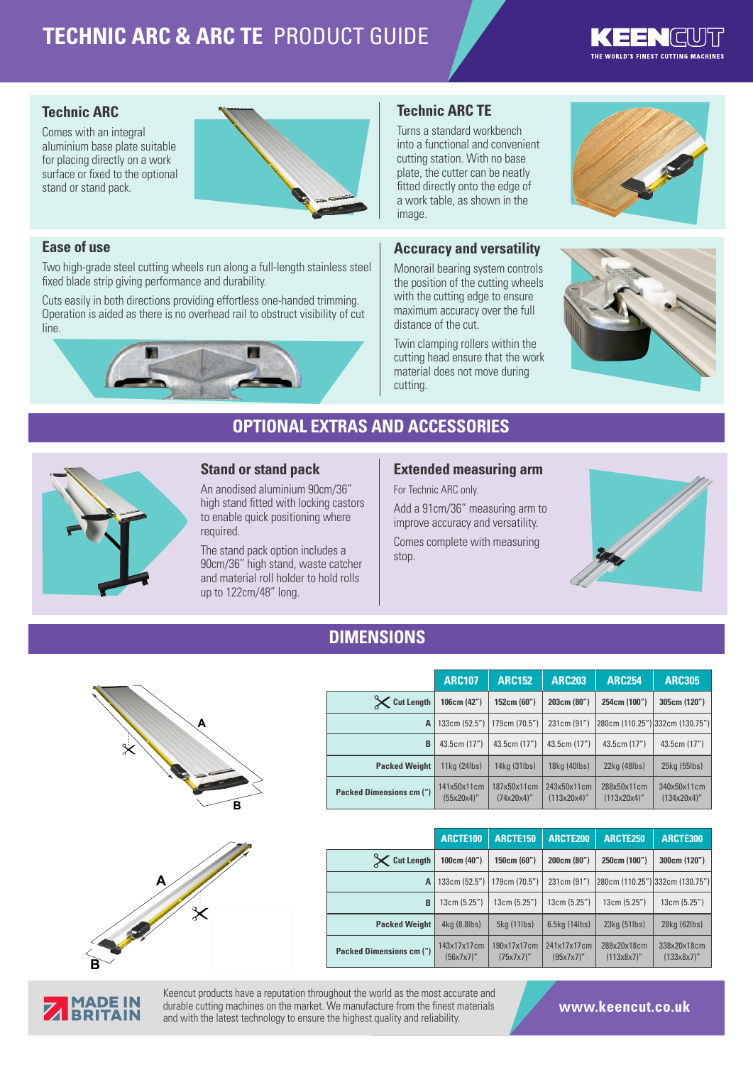# TECHNIC ARC & ARC TE PRODUCT GUIDE

KEENCUT
THE WORLD'S FINEST CUTTING MACHINES

### Technic ARC

Comes with an integral aluminium base plate suitable for placing directly on a work surface or fixed to the optional stand or stand pack.

### Technic ARC TE

Turns a standard workbench into a functional and convenient cutting station. With no base plate, the cutter can be neatly fitted directly onto the edge of a work table, as shown in the image.

### Ease of use

Two high-grade steel cutting wheels run along a full-length stainless steel fixed blade strip giving performance and durability.

Cuts easily in both directions providing effortless one-handed trimming. Operation is aided as there is no overhead rail to obstruct visibility of cut line.

### Accuracy and versatility

Monorail bearing system controls the position of the cutting wheels with the cutting edge to ensure maximum accuracy over the full distance of the cut.

Twin clamping rollers within the cutting head ensure that the work material does not move during cutting.

## OPTIONAL EXTRAS AND ACCESSORIES

### Stand or stand pack

An anodised aluminium 90cm/36" high stand fitted with locking castors to enable quick positioning where required.

The stand pack option includes a 90cm/36" high stand, waste catcher and material roll holder to hold rolls up to 122cm/48" long.

### Extended measuring arm

For Technic ARC only.

Add a 91cm/36" measuring arm to improve accuracy and versatility.

Comes complete with measuring stop.

## DIMENSIONS

| | ARC107 | ARC152 | ARC203 | ARC254 | ARC305 |
|---|---|---|---|---|---|
| Cut Length | 106cm (42") | 152cm (60") | 203cm (80") | 254cm (100") | 305cm (120") |
| A | 133cm (52.5") | 179cm (70.5") | 231cm (91") | 280cm (110.25") | 332cm (130.75") |
| B | 43.5cm (17") | 43.5cm (17") | 43.5cm (17") | 43.5cm (17") | 43.5cm (17") |
| Packed Weight | 11kg (24lbs) | 14kg (31lbs) | 18kg (40lbs) | 22kg (48lbs) | 25kg (55lbs) |
| Packed Dimensions cm (") | 141x50x11cm (55x20x4)" | 187x50x11cm (74x20x4)" | 243x50x11cm (113x20x4)" | 288x50x11cm (113x20x4)" | 340x50x11cm (134x20x4)" |

| | ARCTE100 | ARCTE150 | ARCTE200 | ARCTE250 | ARCTE300 |
|---|---|---|---|---|---|
| Cut Length | 100cm (40") | 150cm (60") | 200cm (80") | 250cm (100") | 300cm (120") |
| A | 133cm (52.5") | 179cm (70.5") | 231cm (91") | 280cm (110.25") | 332cm (130.75") |
| B | 13cm (5.25") | 13cm (5.25") | 13cm (5.25") | 13cm (5.25") | 13cm (5.25") |
| Packed Weight | 4kg (8.8lbs) | 5kg (11lbs) | 6.5kg (14lbs) | 23kg (51lbs) | 28kg (62lbs) |
| Packed Dimensions cm (") | 143x17x17cm (56x7x7)" | 190x17x17cm (75x7x7)" | 241x17x17cm (95x7x7)" | 288x20x18cm (113x8x7)" | 338x20x18cm (133x8x7)" |

MADE IN BRITAIN

Keencut products have a reputation throughout the world as the most accurate and durable cutting machines on the market. We manufacture from the finest materials and with the latest technology to ensure the highest quality and reliability.

www.keencut.co.uk